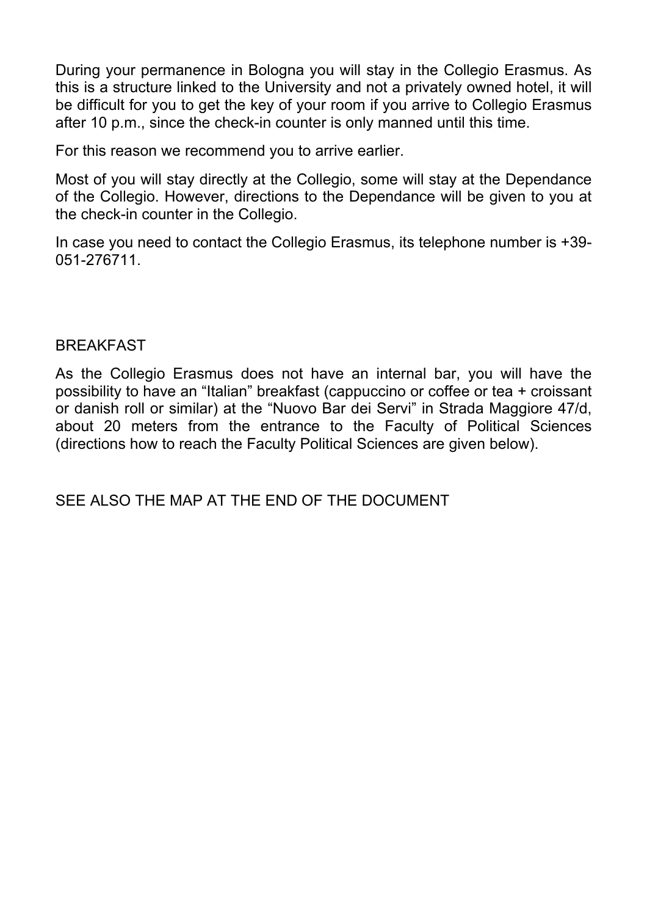During your permanence in Bologna you will stay in the Collegio Erasmus. As this is a structure linked to the University and not a privately owned hotel, it will be difficult for you to get the key of your room if you arrive to Collegio Erasmus after 10 p.m., since the check-in counter is only manned until this time.

For this reason we recommend you to arrive earlier.

Most of you will stay directly at the Collegio, some will stay at the Dependance of the Collegio. However, directions to the Dependance will be given to you at the check-in counter in the Collegio.

In case you need to contact the Collegio Erasmus, its telephone number is +39-051-276711.

## BREAKFAST

As the Collegio Erasmus does not have an internal bar, you will have the possibility to have an "Italian" breakfast (cappuccino or coffee or tea + croissant or danish roll or similar) at the "Nuovo Bar dei Servi" in Strada Maggiore 47/d, about 20 meters from the entrance to the Faculty of Political Sciences (directions how to reach the Faculty Political Sciences are given below).

SEE ALSO THE MAP AT THE END OF THE DOCUMENT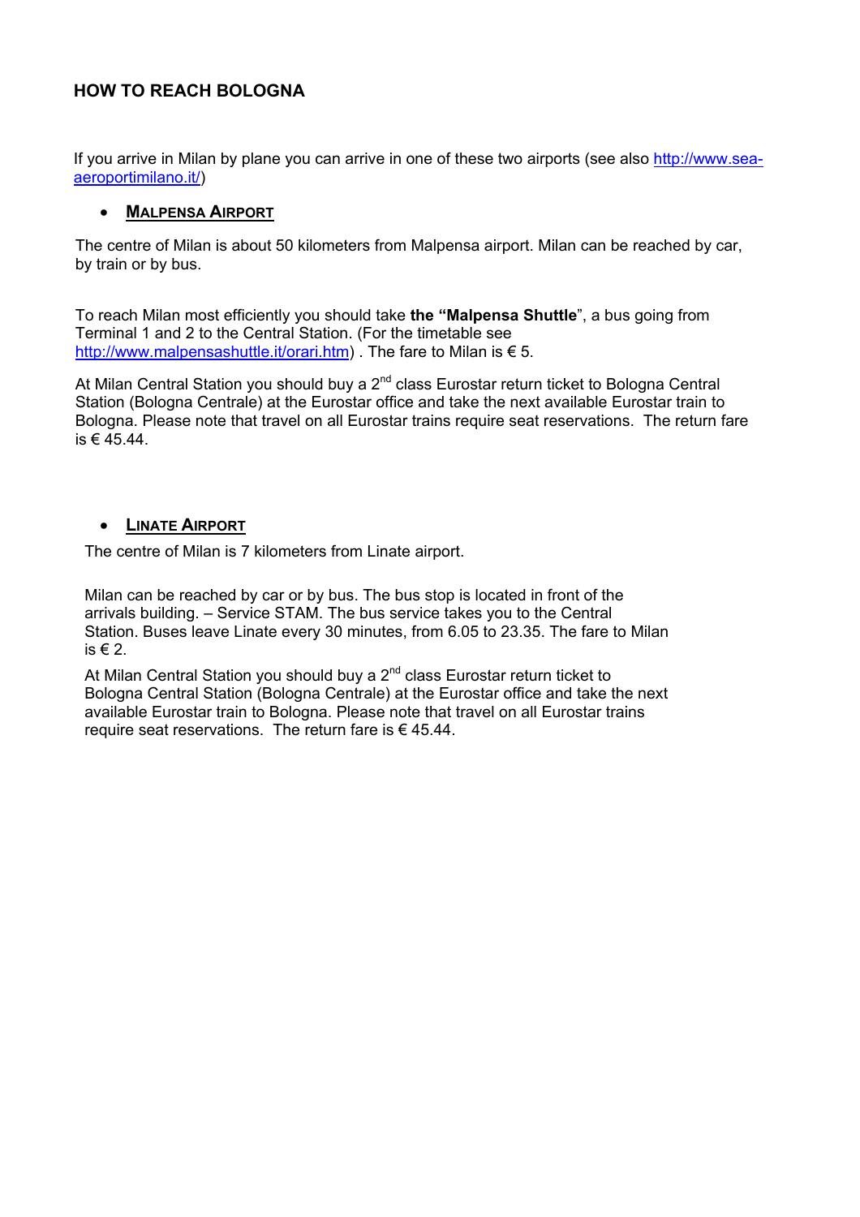# HOW TO REACH BOLOGNA

If you arrive in Milan by plane you can arrive in one of these two airports (see also [http://www.sea-aeroportimilano.it/](http://www.sea-aeroportimilano.it/))

- **MALPENSA AIRPORT**

The centre of Milan is about 50 kilometers from Malpensa airport. Milan can be reached by car, by train or by bus.

To reach Milan most efficiently you should take **the "Malpensa Shuttle**", a bus going from Terminal 1 and 2 to the Central Station. (For the timetable see [http://www.malpensashuttle.it/orari.htm](http://www.malpensashuttle.it/orari.htm)) . The fare to Milan is € 5.

At Milan Central Station you should buy a 2nd class Eurostar return ticket to Bologna Central Station (Bologna Centrale) at the Eurostar office and take the next available Eurostar train to Bologna. Please note that travel on all Eurostar trains require seat reservations. The return fare is € 45.44.

- **LINATE AIRPORT**

The centre of Milan is 7 kilometers from Linate airport.

Milan can be reached by car or by bus. The bus stop is located in front of the arrivals building. – Service STAM. The bus service takes you to the Central Station. Buses leave Linate every 30 minutes, from 6.05 to 23.35. The fare to Milan is € 2.

At Milan Central Station you should buy a 2nd class Eurostar return ticket to Bologna Central Station (Bologna Centrale) at the Eurostar office and take the next available Eurostar train to Bologna. Please note that travel on all Eurostar trains require seat reservations. The return fare is € 45.44.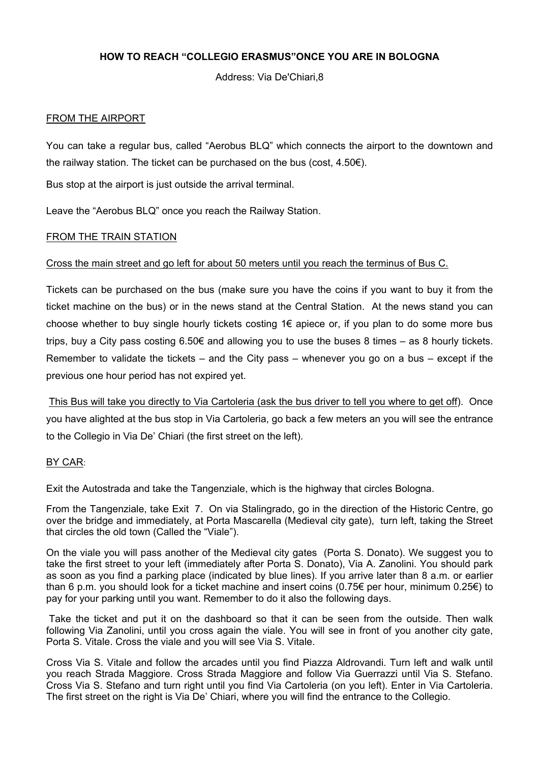# HOW TO REACH "COLLEGIO ERASMUS"ONCE YOU ARE IN BOLOGNA

Address: Via De'Chiari,8

## FROM THE AIRPORT

You can take a regular bus, called "Aerobus BLQ" which connects the airport to the downtown and the railway station. The ticket can be purchased on the bus (cost, 4.50€).

Bus stop at the airport is just outside the arrival terminal.

Leave the "Aerobus BLQ" once you reach the Railway Station.

## FROM THE TRAIN STATION

Cross the main street and go left for about 50 meters until you reach the terminus of Bus C.

Tickets can be purchased on the bus (make sure you have the coins if you want to buy it from the ticket machine on the bus) or in the news stand at the Central Station. At the news stand you can choose whether to buy single hourly tickets costing 1€ apiece or, if you plan to do some more bus trips, buy a City pass costing 6.50€ and allowing you to use the buses 8 times – as 8 hourly tickets. Remember to validate the tickets – and the City pass – whenever you go on a bus – except if the previous one hour period has not expired yet.

This Bus will take you directly to Via Cartoleria (ask the bus driver to tell you where to get off). Once you have alighted at the bus stop in Via Cartoleria, go back a few meters an you will see the entrance to the Collegio in Via De' Chiari (the first street on the left).

## BY CAR:

Exit the Autostrada and take the Tangenziale, which is the highway that circles Bologna.

From the Tangenziale, take Exit 7. On via Stalingrado, go in the direction of the Historic Centre, go over the bridge and immediately, at Porta Mascarella (Medieval city gate), turn left, taking the Street that circles the old town (Called the "Viale").

On the viale you will pass another of the Medieval city gates (Porta S. Donato). We suggest you to take the first street to your left (immediately after Porta S. Donato), Via A. Zanolini. You should park as soon as you find a parking place (indicated by blue lines). If you arrive later than 8 a.m. or earlier than 6 p.m. you should look for a ticket machine and insert coins (0.75€ per hour, minimum 0.25€) to pay for your parking until you want. Remember to do it also the following days.

Take the ticket and put it on the dashboard so that it can be seen from the outside. Then walk following Via Zanolini, until you cross again the viale. You will see in front of you another city gate, Porta S. Vitale. Cross the viale and you will see Via S. Vitale.

Cross Via S. Vitale and follow the arcades until you find Piazza Aldrovandi. Turn left and walk until you reach Strada Maggiore. Cross Strada Maggiore and follow Via Guerrazzi until Via S. Stefano. Cross Via S. Stefano and turn right until you find Via Cartoleria (on you left). Enter in Via Cartoleria. The first street on the right is Via De' Chiari, where you will find the entrance to the Collegio.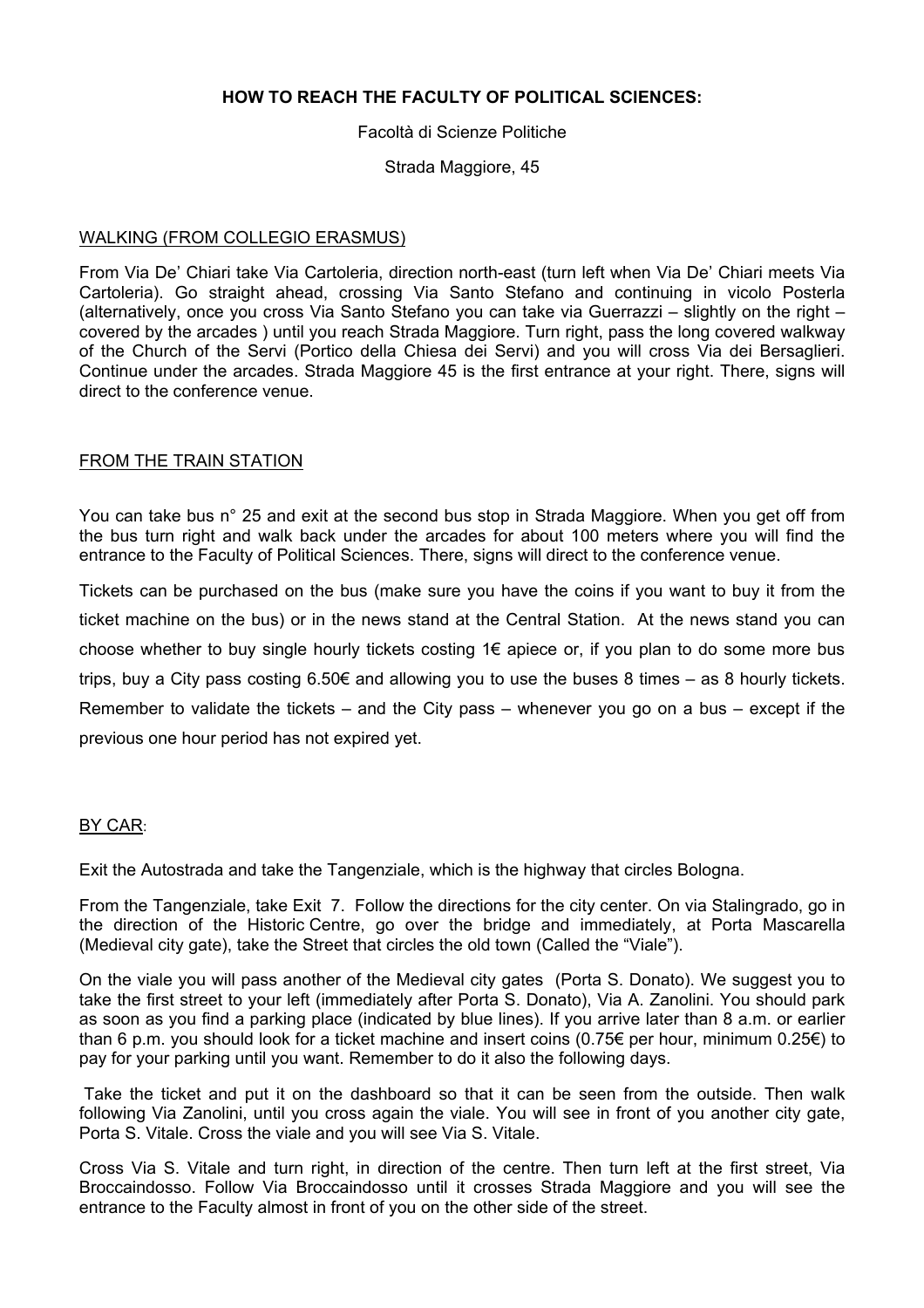# HOW TO REACH THE FACULTY OF POLITICAL SCIENCES:

Facoltà di Scienze Politiche

Strada Maggiore, 45

## WALKING (FROM COLLEGIO ERASMUS)

From Via De' Chiari take Via Cartoleria, direction north-east (turn left when Via De' Chiari meets Via Cartoleria). Go straight ahead, crossing Via Santo Stefano and continuing in vicolo Posterla (alternatively, once you cross Via Santo Stefano you can take via Guerrazzi – slightly on the right – covered by the arcades ) until you reach Strada Maggiore. Turn right, pass the long covered walkway of the Church of the Servi (Portico della Chiesa dei Servi) and you will cross Via dei Bersaglieri. Continue under the arcades. Strada Maggiore 45 is the first entrance at your right. There, signs will direct to the conference venue.

## FROM THE TRAIN STATION

You can take bus n° 25 and exit at the second bus stop in Strada Maggiore. When you get off from the bus turn right and walk back under the arcades for about 100 meters where you will find the entrance to the Faculty of Political Sciences. There, signs will direct to the conference venue.

Tickets can be purchased on the bus (make sure you have the coins if you want to buy it from the ticket machine on the bus) or in the news stand at the Central Station. At the news stand you can choose whether to buy single hourly tickets costing 1€ apiece or, if you plan to do some more bus trips, buy a City pass costing 6.50€ and allowing you to use the buses 8 times – as 8 hourly tickets. Remember to validate the tickets – and the City pass – whenever you go on a bus – except if the previous one hour period has not expired yet.

## BY CAR:

Exit the Autostrada and take the Tangenziale, which is the highway that circles Bologna.

From the Tangenziale, take Exit 7. Follow the directions for the city center. On via Stalingrado, go in the direction of the Historic Centre, go over the bridge and immediately, at Porta Mascarella (Medieval city gate), take the Street that circles the old town (Called the "Viale").

On the viale you will pass another of the Medieval city gates (Porta S. Donato). We suggest you to take the first street to your left (immediately after Porta S. Donato), Via A. Zanolini. You should park as soon as you find a parking place (indicated by blue lines). If you arrive later than 8 a.m. or earlier than 6 p.m. you should look for a ticket machine and insert coins (0.75€ per hour, minimum 0.25€) to pay for your parking until you want. Remember to do it also the following days.

Take the ticket and put it on the dashboard so that it can be seen from the outside. Then walk following Via Zanolini, until you cross again the viale. You will see in front of you another city gate, Porta S. Vitale. Cross the viale and you will see Via S. Vitale.

Cross Via S. Vitale and turn right, in direction of the centre. Then turn left at the first street, Via Broccaindosso. Follow Via Broccaindosso until it crosses Strada Maggiore and you will see the entrance to the Faculty almost in front of you on the other side of the street.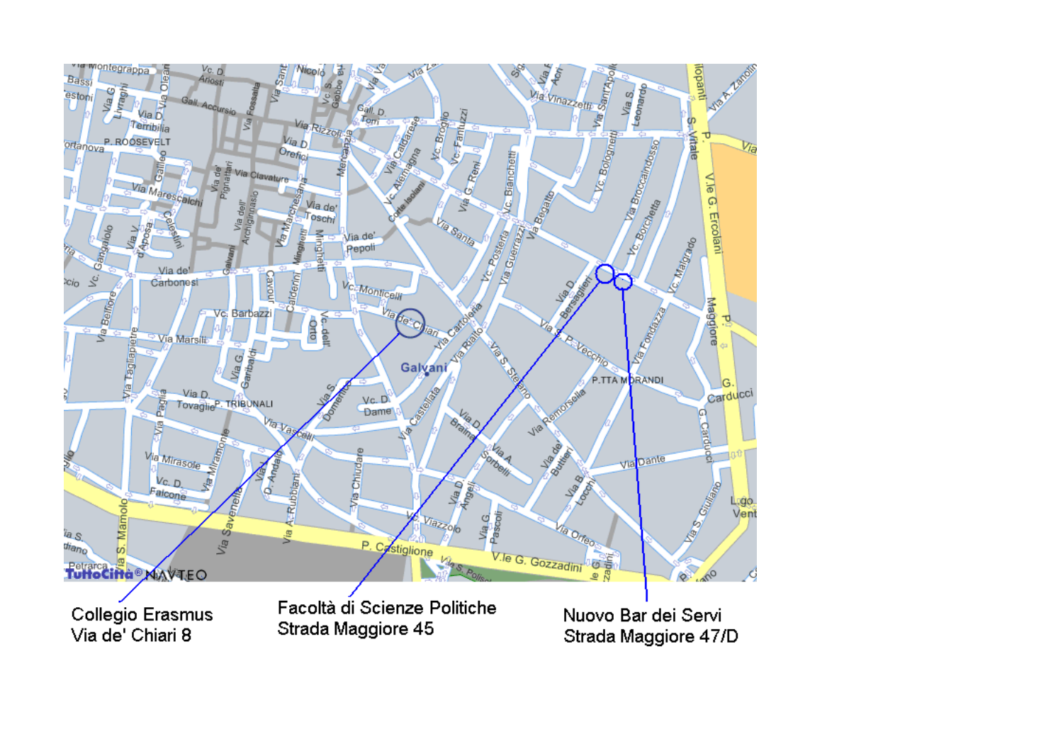Collegio Erasmus
Via de' Chiari 8

Facoltà di Scienze Politiche
Strada Maggiore 45

Nuovo Bar dei Servi
Strada Maggiore 47/D